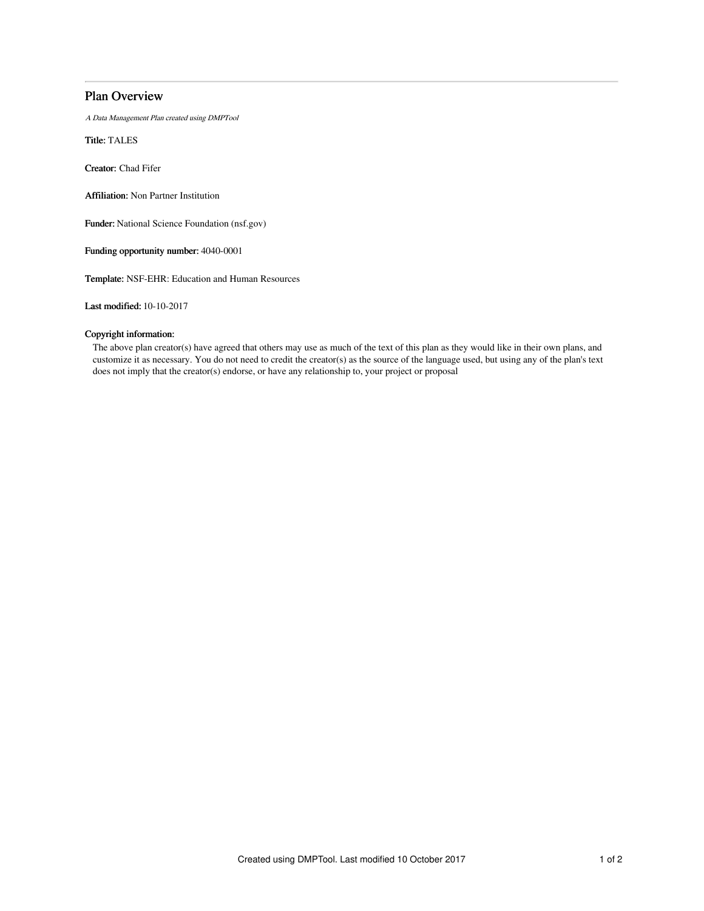# Plan Overview

*A Data Management Plan created using DMPTool*

**Title:** TALES

**Creator:** Chad Fifer

**Affiliation:** Non Partner Institution

**Funder:** National Science Foundation (nsf.gov)

**Funding opportunity number:** 4040-0001

**Template:** NSF-EHR: Education and Human Resources

**Last modified:** 10-10-2017

**Copyright information:**

The above plan creator(s) have agreed that others may use as much of the text of this plan as they would like in their own plans, and customize it as necessary. You do not need to credit the creator(s) as the source of the language used, but using any of the plan's text does not imply that the creator(s) endorse, or have any relationship to, your project or proposal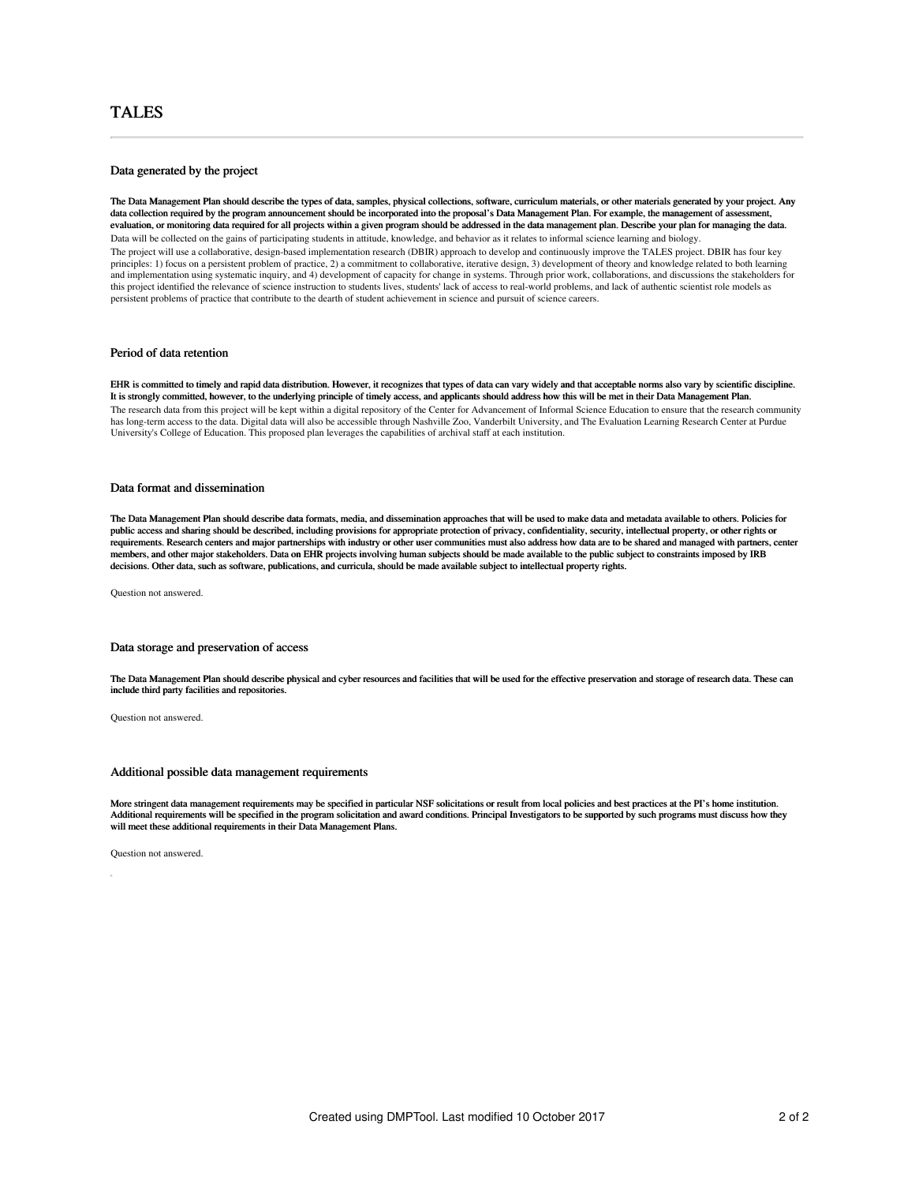# TALES

## Data generated by the project

**The Data Management Plan should describe the types of data, samples, physical collections, software, curriculum materials, or other materials generated by your project. Any data collection required by the program announcement should be incorporated into the proposal's Data Management Plan. For example, the management of assessment, evaluation, or monitoring data required for all projects within a given program should be addressed in the data management plan. Describe your plan for managing the data.**

Data will be collected on the gains of participating students in attitude, knowledge, and behavior as it relates to informal science learning and biology.

The project will use a collaborative, design-based implementation research (DBIR) approach to develop and continuously improve the TALES project. DBIR has four key principles: 1) focus on a persistent problem of practice, 2) a commitment to collaborative, iterative design, 3) development of theory and knowledge related to both learning and implementation using systematic inquiry, and 4) development of capacity for change in systems. Through prior work, collaborations, and discussions the stakeholders for this project identified the relevance of science instruction to students lives, students' lack of access to real-world problems, and lack of authentic scientist role models as persistent problems of practice that contribute to the dearth of student achievement in science and pursuit of science careers.

## Period of data retention

**EHR is committed to timely and rapid data distribution. However, it recognizes that types of data can vary widely and that acceptable norms also vary by scientific discipline. It is strongly committed, however, to the underlying principle of timely access, and applicants should address how this will be met in their Data Management Plan.**

The research data from this project will be kept within a digital repository of the Center for Advancement of Informal Science Education to ensure that the research community has long-term access to the data. Digital data will also be accessible through Nashville Zoo, Vanderbilt University, and The Evaluation Learning Research Center at Purdue University's College of Education. This proposed plan leverages the capabilities of archival staff at each institution.

## Data format and dissemination

**The Data Management Plan should describe data formats, media, and dissemination approaches that will be used to make data and metadata available to others. Policies for public access and sharing should be described, including provisions for appropriate protection of privacy, confidentiality, security, intellectual property, or other rights or requirements. Research centers and major partnerships with industry or other user communities must also address how data are to be shared and managed with partners, center members, and other major stakeholders. Data on EHR projects involving human subjects should be made available to the public subject to constraints imposed by IRB decisions. Other data, such as software, publications, and curricula, should be made available subject to intellectual property rights.**

Question not answered.

## Data storage and preservation of access

**The Data Management Plan should describe physical and cyber resources and facilities that will be used for the effective preservation and storage of research data. These can include third party facilities and repositories.**

Question not answered.

## Additional possible data management requirements

**More stringent data management requirements may be specified in particular NSF solicitations or result from local policies and best practices at the PI's home institution. Additional requirements will be specified in the program solicitation and award conditions. Principal Investigators to be supported by such programs must discuss how they will meet these additional requirements in their Data Management Plans.**

Question not answered.